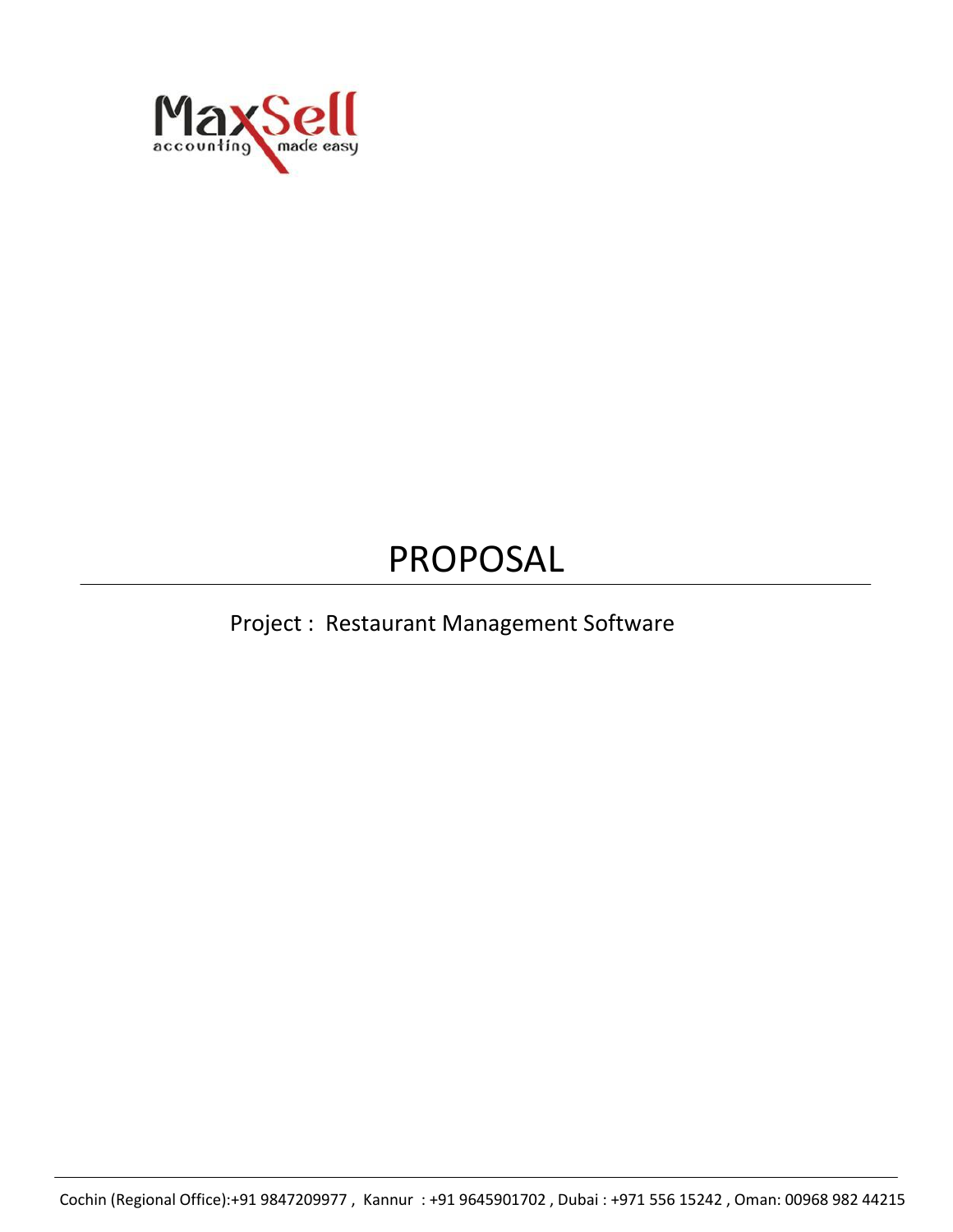MaxSell
accounting made easy

# PROPOSAL

Project : Restaurant Management Software

Cochin (Regional Office):+91 9847209977 , Kannur : +91 9645901702 , Dubai : +971 556 15242 , Oman: 00968 982 44215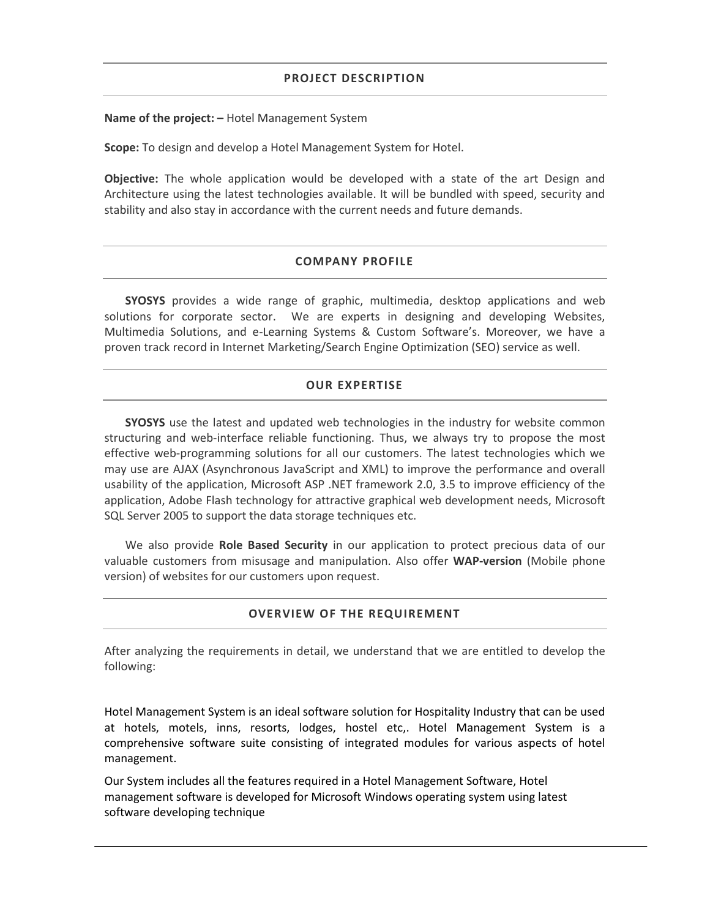## PROJECT DESCRIPTION

**Name of the project: –** Hotel Management System

**Scope:** To design and develop a Hotel Management System for Hotel.

**Objective:** The whole application would be developed with a state of the art Design and Architecture using the latest technologies available. It will be bundled with speed, security and stability and also stay in accordance with the current needs and future demands.

## COMPANY PROFILE

**SYOSYS** provides a wide range of graphic, multimedia, desktop applications and web solutions for corporate sector. We are experts in designing and developing Websites, Multimedia Solutions, and e-Learning Systems & Custom Software's. Moreover, we have a proven track record in Internet Marketing/Search Engine Optimization (SEO) service as well.

## OUR EXPERTISE

**SYOSYS** use the latest and updated web technologies in the industry for website common structuring and web-interface reliable functioning. Thus, we always try to propose the most effective web-programming solutions for all our customers. The latest technologies which we may use are AJAX (Asynchronous JavaScript and XML) to improve the performance and overall usability of the application, Microsoft ASP .NET framework 2.0, 3.5 to improve efficiency of the application, Adobe Flash technology for attractive graphical web development needs, Microsoft SQL Server 2005 to support the data storage techniques etc.

We also provide **Role Based Security** in our application to protect precious data of our valuable customers from misusage and manipulation. Also offer **WAP-version** (Mobile phone version) of websites for our customers upon request.

## OVERVIEW OF THE REQUIREMENT

After analyzing the requirements in detail, we understand that we are entitled to develop the following:

Hotel Management System is an ideal software solution for Hospitality Industry that can be used at hotels, motels, inns, resorts, lodges, hostel etc,. Hotel Management System is a comprehensive software suite consisting of integrated modules for various aspects of hotel management.

Our System includes all the features required in a Hotel Management Software, Hotel management software is developed for Microsoft Windows operating system using latest software developing technique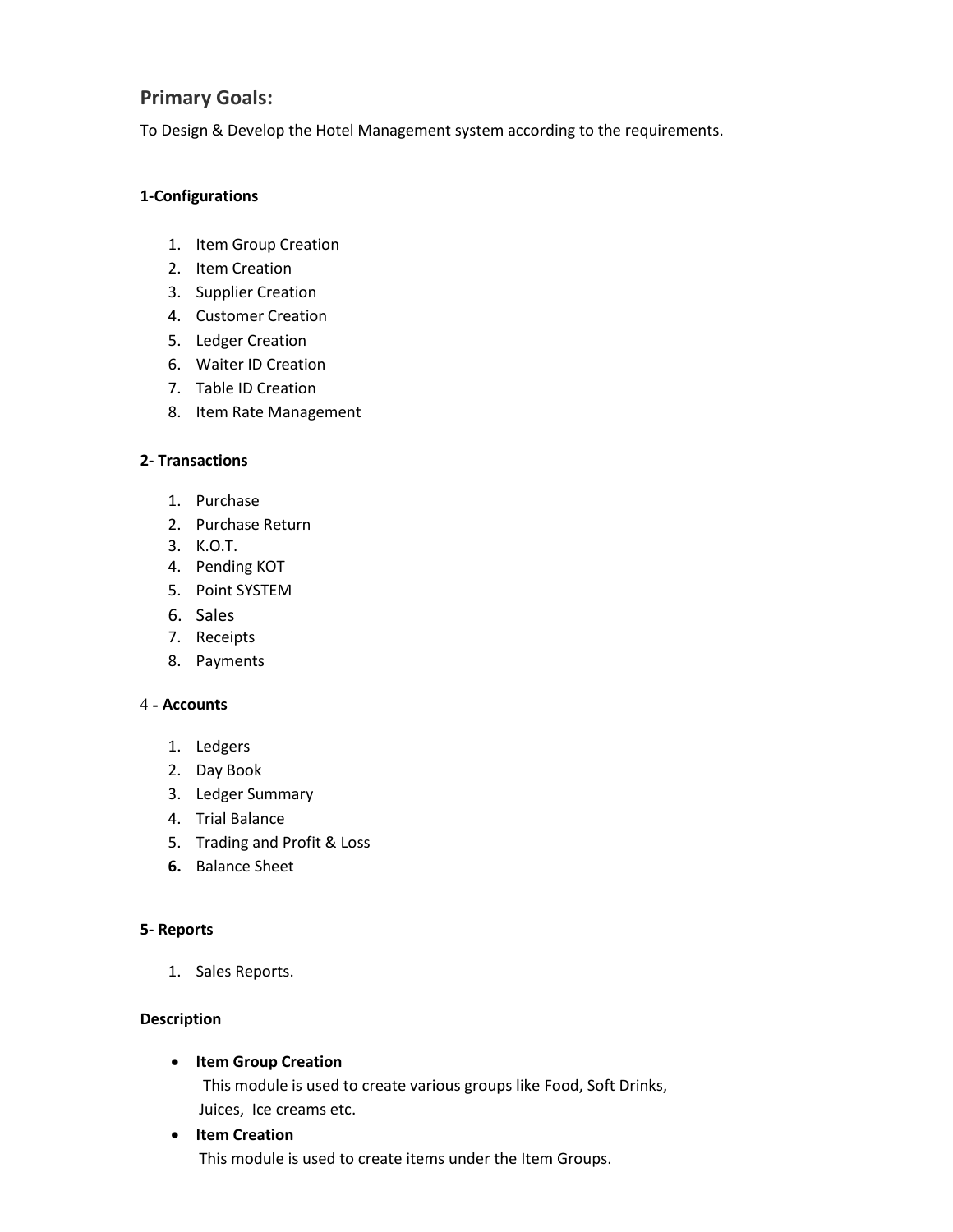## Primary Goals:

To Design & Develop the Hotel Management system according to the requirements.

**1-Configurations**

1. Item Group Creation
2. Item Creation
3. Supplier Creation
4. Customer Creation
5. Ledger Creation
6. Waiter ID Creation
7. Table ID Creation
8. Item Rate Management

**2- Transactions**

1. Purchase
2. Purchase Return
3. K.O.T.
4. Pending KOT
5. Point SYSTEM
6. Sales
7. Receipts
8. Payments

4 **- Accounts**

1. Ledgers
2. Day Book
3. Ledger Summary
4. Trial Balance
5. Trading and Profit & Loss
6. Balance Sheet

**5- Reports**

1. Sales Reports.

**Description**

- **Item Group Creation**
  This module is used to create various groups like Food, Soft Drinks, Juices, Ice creams etc.
- **Item Creation**
  This module is used to create items under the Item Groups.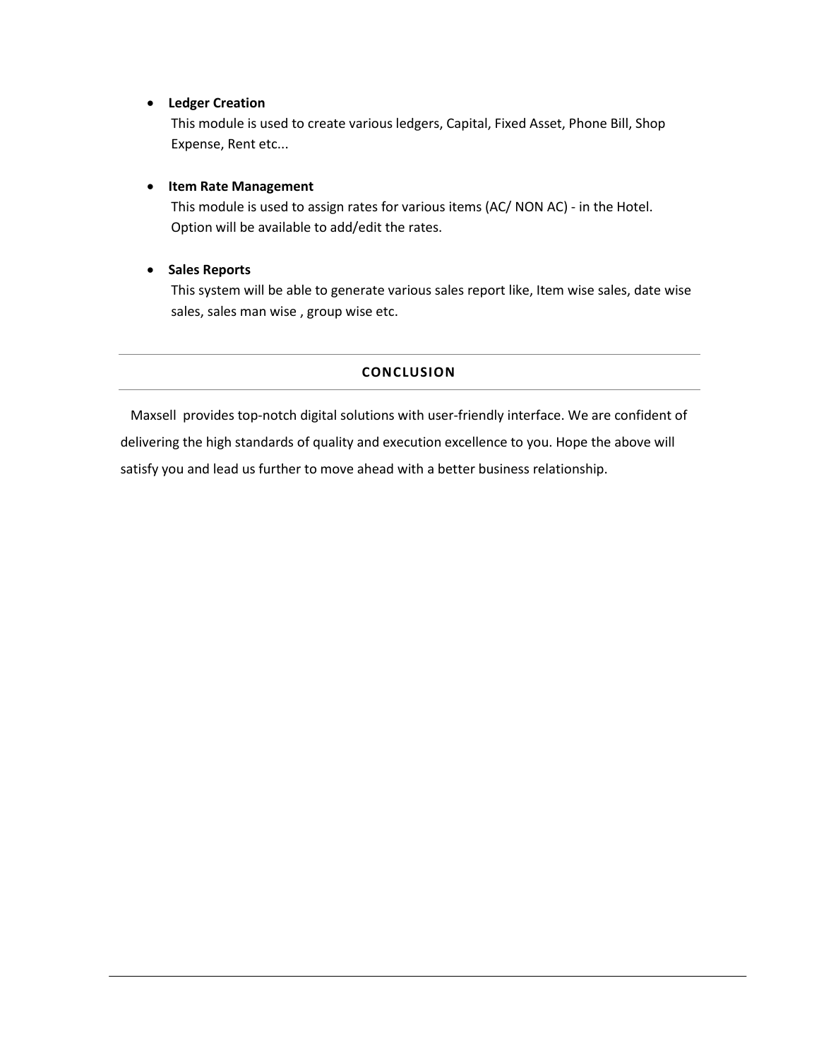- **Ledger Creation**
  This module is used to create various ledgers, Capital, Fixed Asset, Phone Bill, Shop Expense, Rent etc...

- **Item Rate Management**
  This module is used to assign rates for various items (AC/ NON AC) - in the Hotel. Option will be available to add/edit the rates.

- **Sales Reports**
  This system will be able to generate various sales report like, Item wise sales, date wise sales, sales man wise , group wise etc.

---

## CONCLUSION

---

Maxsell provides top-notch digital solutions with user-friendly interface. We are confident of delivering the high standards of quality and execution excellence to you. Hope the above will satisfy you and lead us further to move ahead with a better business relationship.